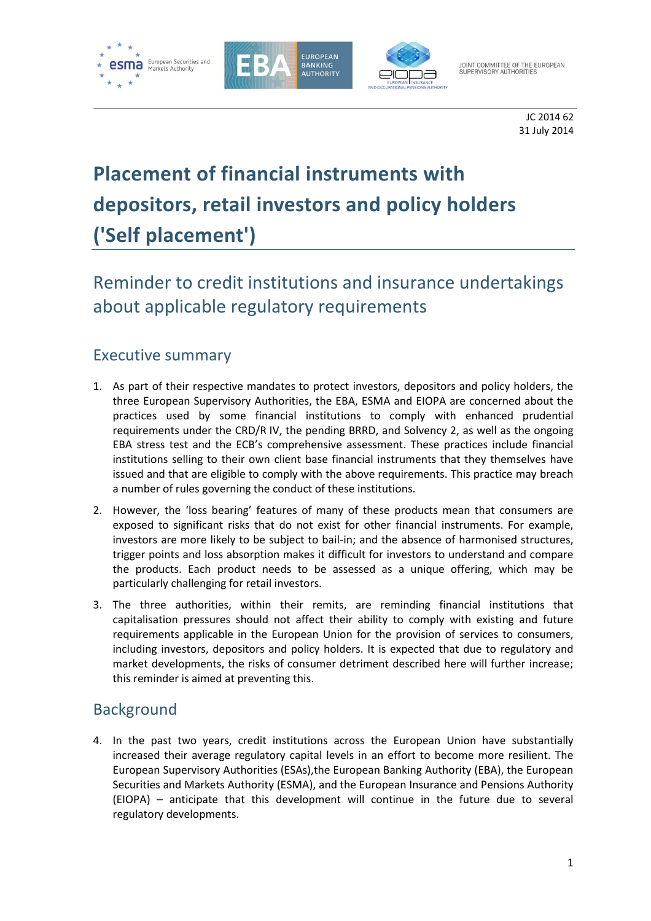JOINT COMMITTEE OF THE EUROPEAN SUPERVISORY AUTHORITIES

JC 2014 62
31 July 2014

# Placement of financial instruments with depositors, retail investors and policy holders ('Self placement')

## Reminder to credit institutions and insurance undertakings about applicable regulatory requirements

### Executive summary

1. As part of their respective mandates to protect investors, depositors and policy holders, the three European Supervisory Authorities, the EBA, ESMA and EIOPA are concerned about the practices used by some financial institutions to comply with enhanced prudential requirements under the CRD/R IV, the pending BRRD, and Solvency 2, as well as the ongoing EBA stress test and the ECB's comprehensive assessment. These practices include financial institutions selling to their own client base financial instruments that they themselves have issued and that are eligible to comply with the above requirements. This practice may breach a number of rules governing the conduct of these institutions.

2. However, the 'loss bearing' features of many of these products mean that consumers are exposed to significant risks that do not exist for other financial instruments. For example, investors are more likely to be subject to bail-in; and the absence of harmonised structures, trigger points and loss absorption makes it difficult for investors to understand and compare the products. Each product needs to be assessed as a unique offering, which may be particularly challenging for retail investors.

3. The three authorities, within their remits, are reminding financial institutions that capitalisation pressures should not affect their ability to comply with existing and future requirements applicable in the European Union for the provision of services to consumers, including investors, depositors and policy holders. It is expected that due to regulatory and market developments, the risks of consumer detriment described here will further increase; this reminder is aimed at preventing this.

### Background

4. In the past two years, credit institutions across the European Union have substantially increased their average regulatory capital levels in an effort to become more resilient. The European Supervisory Authorities (ESAs),the European Banking Authority (EBA), the European Securities and Markets Authority (ESMA), and the European Insurance and Pensions Authority (EIOPA) – anticipate that this development will continue in the future due to several regulatory developments.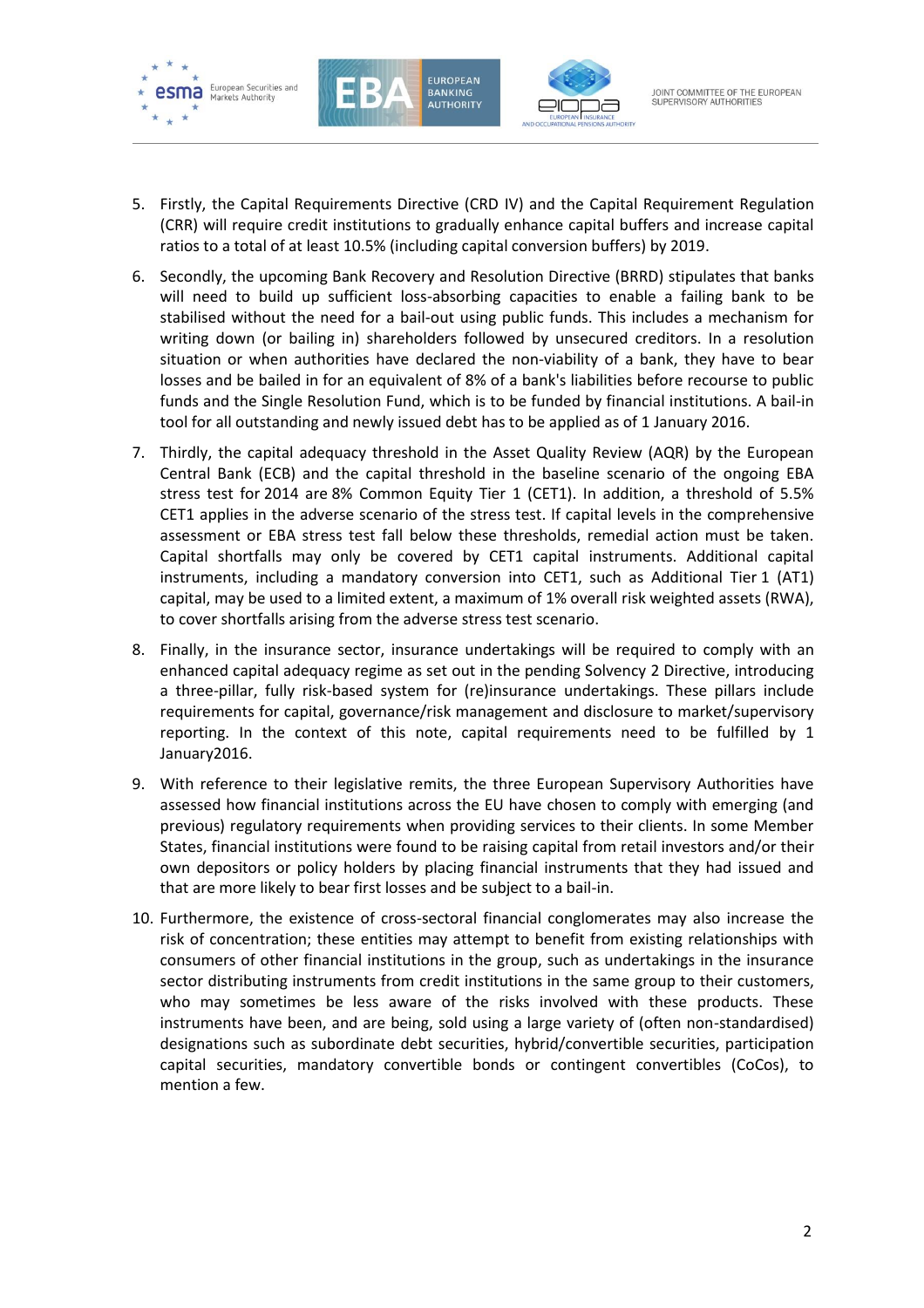5. Firstly, the Capital Requirements Directive (CRD IV) and the Capital Requirement Regulation (CRR) will require credit institutions to gradually enhance capital buffers and increase capital ratios to a total of at least 10.5% (including capital conversion buffers) by 2019.

6. Secondly, the upcoming Bank Recovery and Resolution Directive (BRRD) stipulates that banks will need to build up sufficient loss-absorbing capacities to enable a failing bank to be stabilised without the need for a bail-out using public funds. This includes a mechanism for writing down (or bailing in) shareholders followed by unsecured creditors. In a resolution situation or when authorities have declared the non-viability of a bank, they have to bear losses and be bailed in for an equivalent of 8% of a bank's liabilities before recourse to public funds and the Single Resolution Fund, which is to be funded by financial institutions. A bail-in tool for all outstanding and newly issued debt has to be applied as of 1 January 2016.

7. Thirdly, the capital adequacy threshold in the Asset Quality Review (AQR) by the European Central Bank (ECB) and the capital threshold in the baseline scenario of the ongoing EBA stress test for 2014 are 8% Common Equity Tier 1 (CET1). In addition, a threshold of 5.5% CET1 applies in the adverse scenario of the stress test. If capital levels in the comprehensive assessment or EBA stress test fall below these thresholds, remedial action must be taken. Capital shortfalls may only be covered by CET1 capital instruments. Additional capital instruments, including a mandatory conversion into CET1, such as Additional Tier 1 (AT1) capital, may be used to a limited extent, a maximum of 1% overall risk weighted assets (RWA), to cover shortfalls arising from the adverse stress test scenario.

8. Finally, in the insurance sector, insurance undertakings will be required to comply with an enhanced capital adequacy regime as set out in the pending Solvency 2 Directive, introducing a three-pillar, fully risk-based system for (re)insurance undertakings. These pillars include requirements for capital, governance/risk management and disclosure to market/supervisory reporting. In the context of this note, capital requirements need to be fulfilled by 1 January2016.

9. With reference to their legislative remits, the three European Supervisory Authorities have assessed how financial institutions across the EU have chosen to comply with emerging (and previous) regulatory requirements when providing services to their clients. In some Member States, financial institutions were found to be raising capital from retail investors and/or their own depositors or policy holders by placing financial instruments that they had issued and that are more likely to bear first losses and be subject to a bail-in.

10. Furthermore, the existence of cross-sectoral financial conglomerates may also increase the risk of concentration; these entities may attempt to benefit from existing relationships with consumers of other financial institutions in the group, such as undertakings in the insurance sector distributing instruments from credit institutions in the same group to their customers, who may sometimes be less aware of the risks involved with these products. These instruments have been, and are being, sold using a large variety of (often non-standardised) designations such as subordinate debt securities, hybrid/convertible securities, participation capital securities, mandatory convertible bonds or contingent convertibles (CoCos), to mention a few.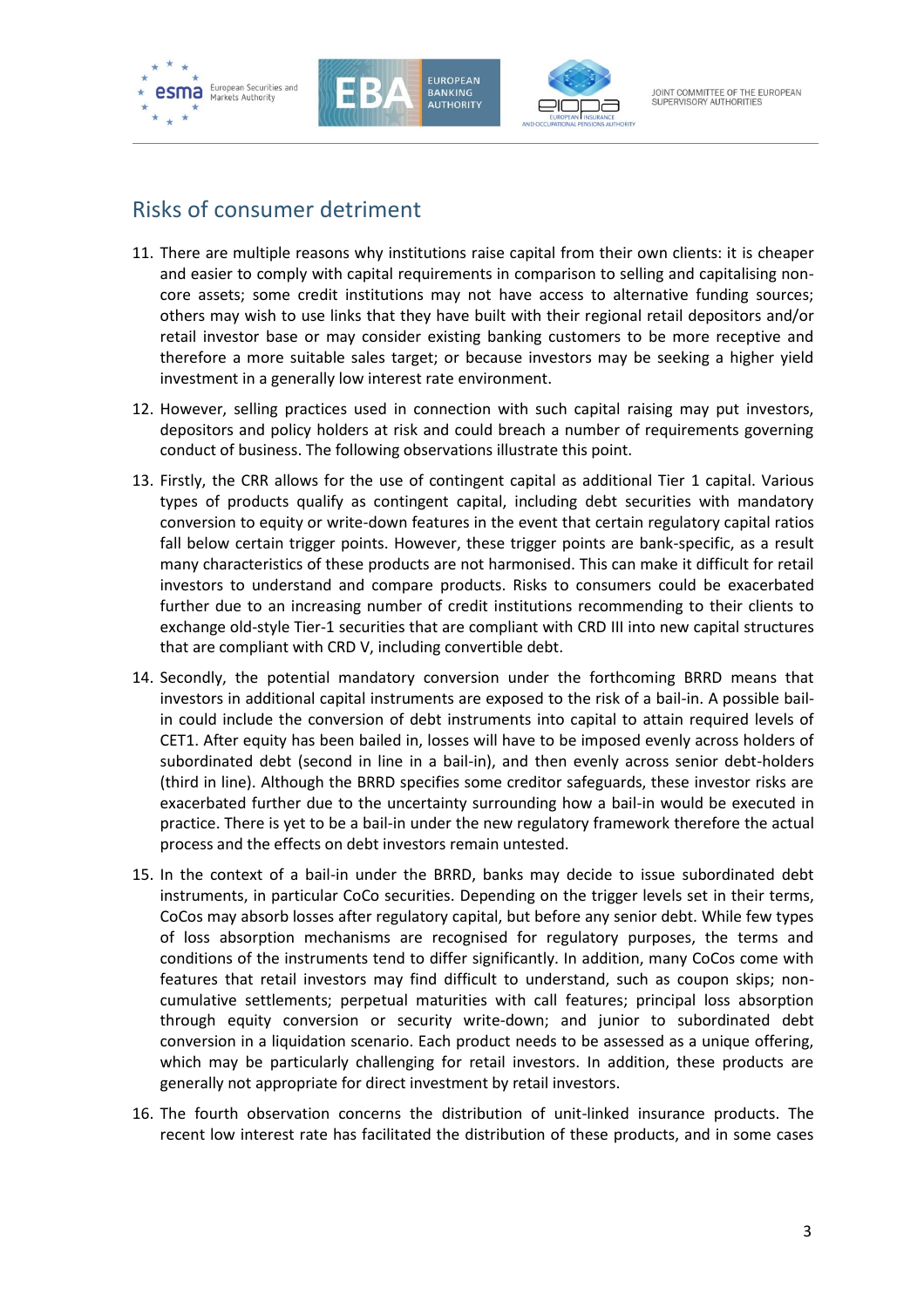## Risks of consumer detriment

11. There are multiple reasons why institutions raise capital from their own clients: it is cheaper and easier to comply with capital requirements in comparison to selling and capitalising non-core assets; some credit institutions may not have access to alternative funding sources; others may wish to use links that they have built with their regional retail depositors and/or retail investor base or may consider existing banking customers to be more receptive and therefore a more suitable sales target; or because investors may be seeking a higher yield investment in a generally low interest rate environment.

12. However, selling practices used in connection with such capital raising may put investors, depositors and policy holders at risk and could breach a number of requirements governing conduct of business. The following observations illustrate this point.

13. Firstly, the CRR allows for the use of contingent capital as additional Tier 1 capital. Various types of products qualify as contingent capital, including debt securities with mandatory conversion to equity or write-down features in the event that certain regulatory capital ratios fall below certain trigger points. However, these trigger points are bank-specific, as a result many characteristics of these products are not harmonised. This can make it difficult for retail investors to understand and compare products. Risks to consumers could be exacerbated further due to an increasing number of credit institutions recommending to their clients to exchange old-style Tier-1 securities that are compliant with CRD III into new capital structures that are compliant with CRD V, including convertible debt.

14. Secondly, the potential mandatory conversion under the forthcoming BRRD means that investors in additional capital instruments are exposed to the risk of a bail-in. A possible bail-in could include the conversion of debt instruments into capital to attain required levels of CET1. After equity has been bailed in, losses will have to be imposed evenly across holders of subordinated debt (second in line in a bail-in), and then evenly across senior debt-holders (third in line). Although the BRRD specifies some creditor safeguards, these investor risks are exacerbated further due to the uncertainty surrounding how a bail-in would be executed in practice. There is yet to be a bail-in under the new regulatory framework therefore the actual process and the effects on debt investors remain untested.

15. In the context of a bail-in under the BRRD, banks may decide to issue subordinated debt instruments, in particular CoCo securities. Depending on the trigger levels set in their terms, CoCos may absorb losses after regulatory capital, but before any senior debt. While few types of loss absorption mechanisms are recognised for regulatory purposes, the terms and conditions of the instruments tend to differ significantly. In addition, many CoCos come with features that retail investors may find difficult to understand, such as coupon skips; non-cumulative settlements; perpetual maturities with call features; principal loss absorption through equity conversion or security write-down; and junior to subordinated debt conversion in a liquidation scenario. Each product needs to be assessed as a unique offering, which may be particularly challenging for retail investors. In addition, these products are generally not appropriate for direct investment by retail investors.

16. The fourth observation concerns the distribution of unit-linked insurance products. The recent low interest rate has facilitated the distribution of these products, and in some cases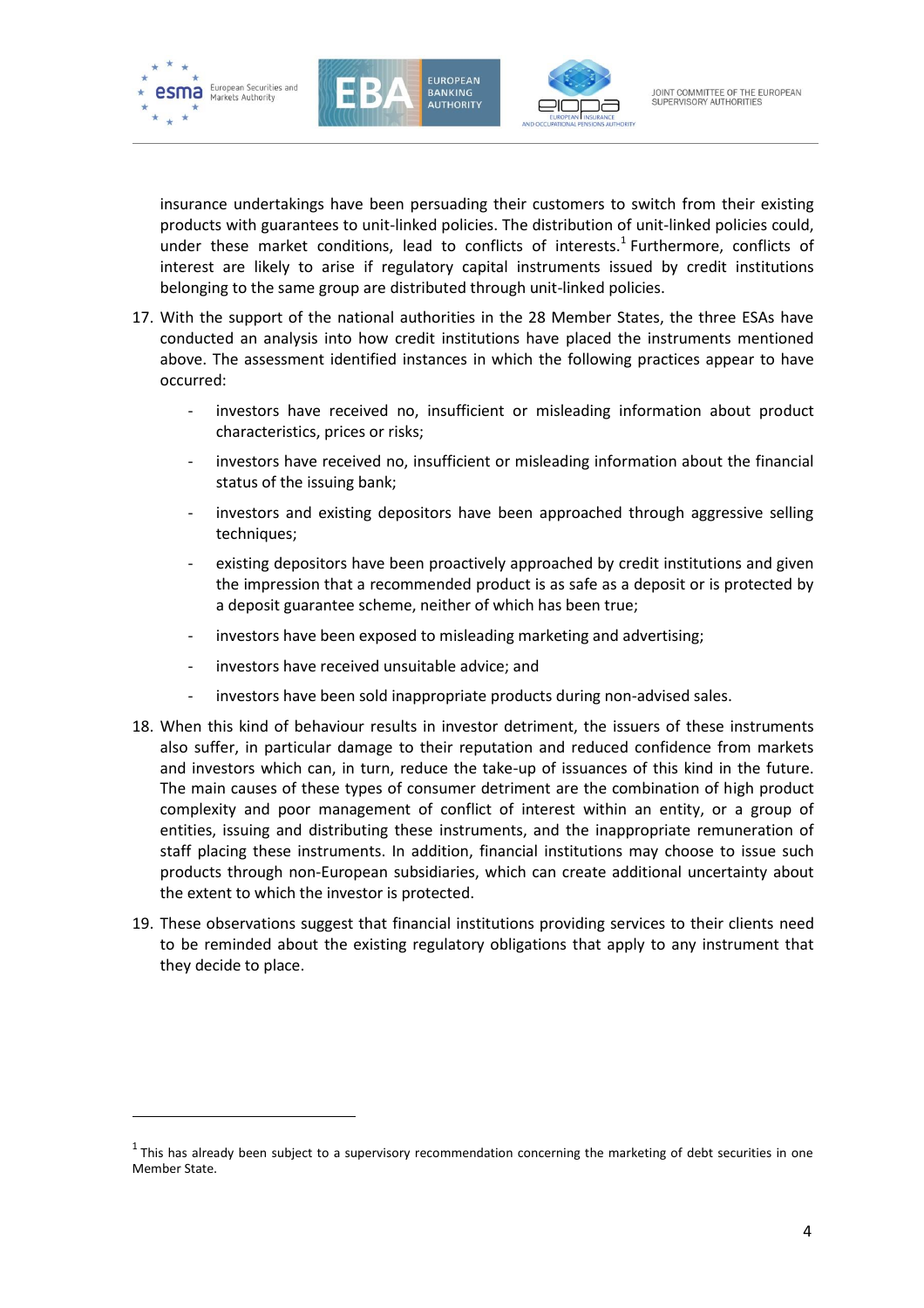insurance undertakings have been persuading their customers to switch from their existing products with guarantees to unit-linked policies. The distribution of unit-linked policies could, under these market conditions, lead to conflicts of interests.[1] Furthermore, conflicts of interest are likely to arise if regulatory capital instruments issued by credit institutions belonging to the same group are distributed through unit-linked policies.

17. With the support of the national authorities in the 28 Member States, the three ESAs have conducted an analysis into how credit institutions have placed the instruments mentioned above. The assessment identified instances in which the following practices appear to have occurred:

    - investors have received no, insufficient or misleading information about product characteristics, prices or risks;
    - investors have received no, insufficient or misleading information about the financial status of the issuing bank;
    - investors and existing depositors have been approached through aggressive selling techniques;
    - existing depositors have been proactively approached by credit institutions and given the impression that a recommended product is as safe as a deposit or is protected by a deposit guarantee scheme, neither of which has been true;
    - investors have been exposed to misleading marketing and advertising;
    - investors have received unsuitable advice; and
    - investors have been sold inappropriate products during non-advised sales.

18. When this kind of behaviour results in investor detriment, the issuers of these instruments also suffer, in particular damage to their reputation and reduced confidence from markets and investors which can, in turn, reduce the take-up of issuances of this kind in the future. The main causes of these types of consumer detriment are the combination of high product complexity and poor management of conflict of interest within an entity, or a group of entities, issuing and distributing these instruments, and the inappropriate remuneration of staff placing these instruments. In addition, financial institutions may choose to issue such products through non-European subsidiaries, which can create additional uncertainty about the extent to which the investor is protected.

19. These observations suggest that financial institutions providing services to their clients need to be reminded about the existing regulatory obligations that apply to any instrument that they decide to place.

[1] This has already been subject to a supervisory recommendation concerning the marketing of debt securities in one Member State.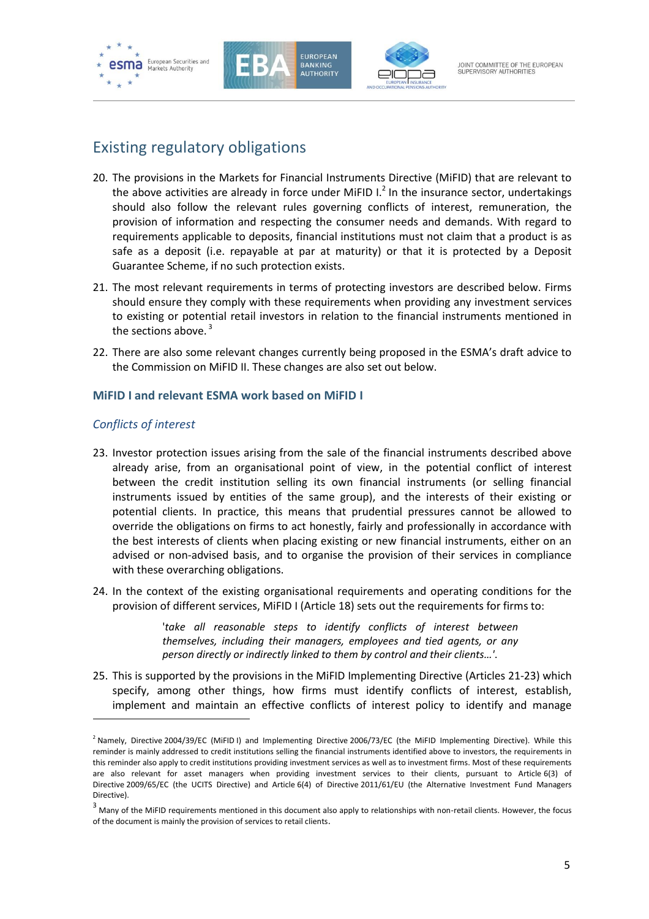## Existing regulatory obligations

20. The provisions in the Markets for Financial Instruments Directive (MiFID) that are relevant to the above activities are already in force under MiFID I.[2] In the insurance sector, undertakings should also follow the relevant rules governing conflicts of interest, remuneration, the provision of information and respecting the consumer needs and demands. With regard to requirements applicable to deposits, financial institutions must not claim that a product is as safe as a deposit (i.e. repayable at par at maturity) or that it is protected by a Deposit Guarantee Scheme, if no such protection exists.

21. The most relevant requirements in terms of protecting investors are described below. Firms should ensure they comply with these requirements when providing any investment services to existing or potential retail investors in relation to the financial instruments mentioned in the sections above.[3]

22. There are also some relevant changes currently being proposed in the ESMA's draft advice to the Commission on MiFID II. These changes are also set out below.

### MiFID I and relevant ESMA work based on MiFID I

#### *Conflicts of interest*

23. Investor protection issues arising from the sale of the financial instruments described above already arise, from an organisational point of view, in the potential conflict of interest between the credit institution selling its own financial instruments (or selling financial instruments issued by entities of the same group), and the interests of their existing or potential clients. In practice, this means that prudential pressures cannot be allowed to override the obligations on firms to act honestly, fairly and professionally in accordance with the best interests of clients when placing existing or new financial instruments, either on an advised or non-advised basis, and to organise the provision of their services in compliance with these overarching obligations.

24. In the context of the existing organisational requirements and operating conditions for the provision of different services, MiFID I (Article 18) sets out the requirements for firms to:

    > '*take all reasonable steps to identify conflicts of interest between themselves, including their managers, employees and tied agents, or any person directly or indirectly linked to them by control and their clients…*'.

25. This is supported by the provisions in the MiFID Implementing Directive (Articles 21-23) which specify, among other things, how firms must identify conflicts of interest, establish, implement and maintain an effective conflicts of interest policy to identify and manage

---

[2] Namely, Directive 2004/39/EC (MiFID I) and Implementing Directive 2006/73/EC (the MiFID Implementing Directive). While this reminder is mainly addressed to credit institutions selling the financial instruments identified above to investors, the requirements in this reminder also apply to credit institutions providing investment services as well as to investment firms. Most of these requirements are also relevant for asset managers when providing investment services to their clients, pursuant to Article 6(3) of Directive 2009/65/EC (the UCITS Directive) and Article 6(4) of Directive 2011/61/EU (the Alternative Investment Fund Managers Directive).

[3] Many of the MiFID requirements mentioned in this document also apply to relationships with non-retail clients. However, the focus of the document is mainly the provision of services to retail clients.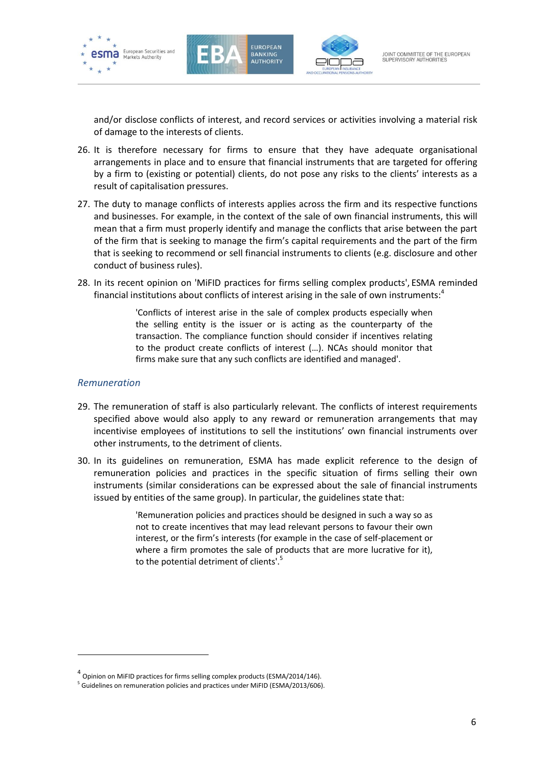and/or disclose conflicts of interest, and record services or activities involving a material risk of damage to the interests of clients.

26. It is therefore necessary for firms to ensure that they have adequate organisational arrangements in place and to ensure that financial instruments that are targeted for offering by a firm to (existing or potential) clients, do not pose any risks to the clients' interests as a result of capitalisation pressures.

27. The duty to manage conflicts of interests applies across the firm and its respective functions and businesses. For example, in the context of the sale of own financial instruments, this will mean that a firm must properly identify and manage the conflicts that arise between the part of the firm that is seeking to manage the firm's capital requirements and the part of the firm that is seeking to recommend or sell financial instruments to clients (e.g. disclosure and other conduct of business rules).

28. In its recent opinion on 'MiFID practices for firms selling complex products', ESMA reminded financial institutions about conflicts of interest arising in the sale of own instruments:[4]

> 'Conflicts of interest arise in the sale of complex products especially when the selling entity is the issuer or is acting as the counterparty of the transaction. The compliance function should consider if incentives relating to the product create conflicts of interest (…). NCAs should monitor that firms make sure that any such conflicts are identified and managed'.

### *Remuneration*

29. The remuneration of staff is also particularly relevant. The conflicts of interest requirements specified above would also apply to any reward or remuneration arrangements that may incentivise employees of institutions to sell the institutions' own financial instruments over other instruments, to the detriment of clients.

30. In its guidelines on remuneration, ESMA has made explicit reference to the design of remuneration policies and practices in the specific situation of firms selling their own instruments (similar considerations can be expressed about the sale of financial instruments issued by entities of the same group). In particular, the guidelines state that:

> 'Remuneration policies and practices should be designed in such a way so as not to create incentives that may lead relevant persons to favour their own interest, or the firm's interests (for example in the case of self-placement or where a firm promotes the sale of products that are more lucrative for it), to the potential detriment of clients'.[5]

---

[4] Opinion on MiFID practices for firms selling complex products (ESMA/2014/146).

[5] Guidelines on remuneration policies and practices under MiFID (ESMA/2013/606).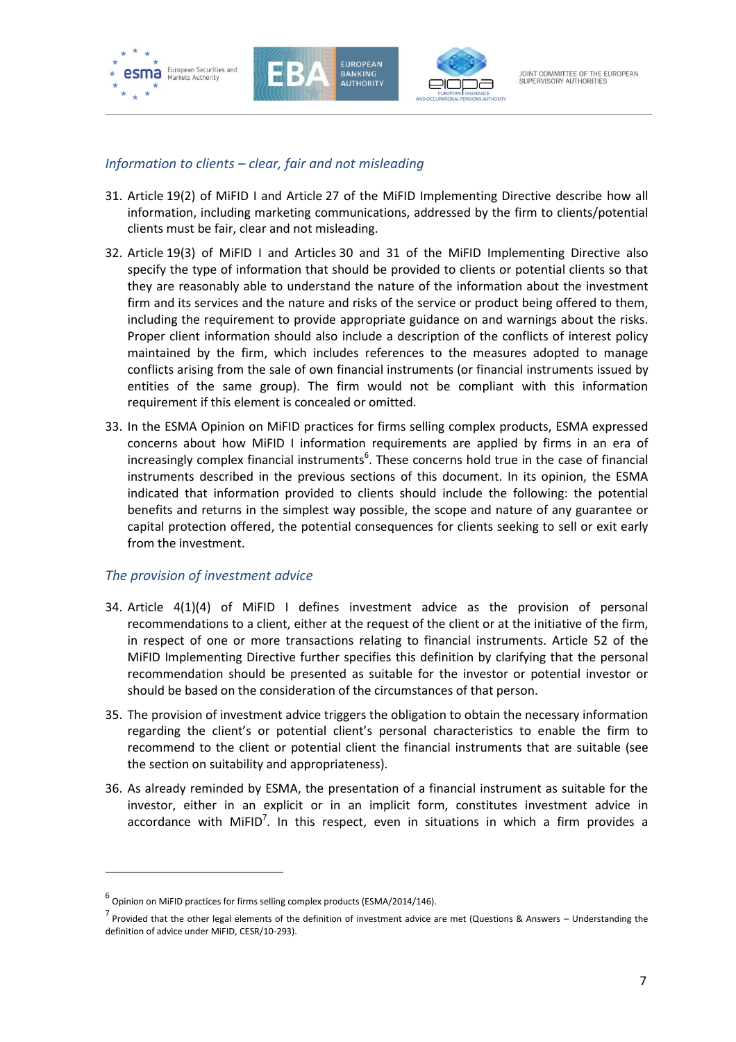### *Information to clients – clear, fair and not misleading*

31. Article 19(2) of MiFID I and Article 27 of the MiFID Implementing Directive describe how all information, including marketing communications, addressed by the firm to clients/potential clients must be fair, clear and not misleading.

32. Article 19(3) of MiFID I and Articles 30 and 31 of the MiFID Implementing Directive also specify the type of information that should be provided to clients or potential clients so that they are reasonably able to understand the nature of the information about the investment firm and its services and the nature and risks of the service or product being offered to them, including the requirement to provide appropriate guidance on and warnings about the risks. Proper client information should also include a description of the conflicts of interest policy maintained by the firm, which includes references to the measures adopted to manage conflicts arising from the sale of own financial instruments (or financial instruments issued by entities of the same group). The firm would not be compliant with this information requirement if this element is concealed or omitted.

33. In the ESMA Opinion on MiFID practices for firms selling complex products, ESMA expressed concerns about how MiFID I information requirements are applied by firms in an era of increasingly complex financial instruments[6]. These concerns hold true in the case of financial instruments described in the previous sections of this document. In its opinion, the ESMA indicated that information provided to clients should include the following: the potential benefits and returns in the simplest way possible, the scope and nature of any guarantee or capital protection offered, the potential consequences for clients seeking to sell or exit early from the investment.

### *The provision of investment advice*

34. Article 4(1)(4) of MiFID I defines investment advice as the provision of personal recommendations to a client, either at the request of the client or at the initiative of the firm, in respect of one or more transactions relating to financial instruments. Article 52 of the MiFID Implementing Directive further specifies this definition by clarifying that the personal recommendation should be presented as suitable for the investor or potential investor or should be based on the consideration of the circumstances of that person.

35. The provision of investment advice triggers the obligation to obtain the necessary information regarding the client's or potential client's personal characteristics to enable the firm to recommend to the client or potential client the financial instruments that are suitable (see the section on suitability and appropriateness).

36. As already reminded by ESMA, the presentation of a financial instrument as suitable for the investor, either in an explicit or in an implicit form, constitutes investment advice in accordance with MiFID[7]. In this respect, even in situations in which a firm provides a

---

[6] Opinion on MiFID practices for firms selling complex products (ESMA/2014/146).

[7] Provided that the other legal elements of the definition of investment advice are met (Questions & Answers – Understanding the definition of advice under MiFID, CESR/10-293).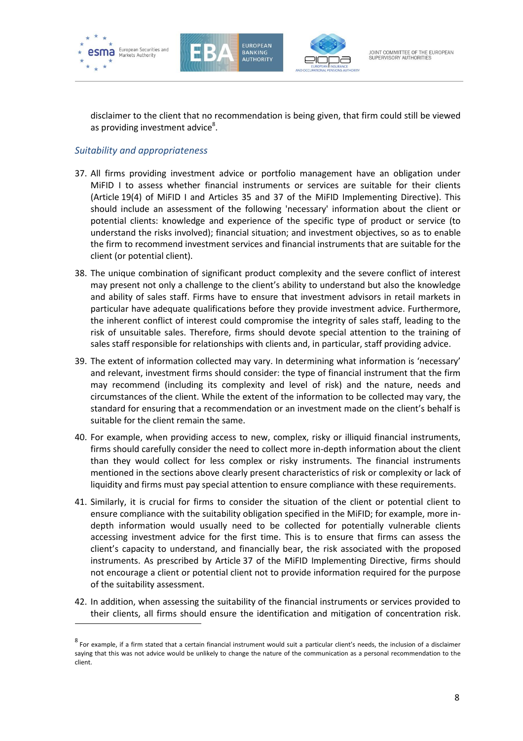disclaimer to the client that no recommendation is being given, that firm could still be viewed as providing investment advice[8].

*Suitability and appropriateness*

37. All firms providing investment advice or portfolio management have an obligation under MiFID I to assess whether financial instruments or services are suitable for their clients (Article 19(4) of MiFID I and Articles 35 and 37 of the MiFID Implementing Directive). This should include an assessment of the following 'necessary' information about the client or potential clients: knowledge and experience of the specific type of product or service (to understand the risks involved); financial situation; and investment objectives, so as to enable the firm to recommend investment services and financial instruments that are suitable for the client (or potential client).

38. The unique combination of significant product complexity and the severe conflict of interest may present not only a challenge to the client's ability to understand but also the knowledge and ability of sales staff. Firms have to ensure that investment advisors in retail markets in particular have adequate qualifications before they provide investment advice. Furthermore, the inherent conflict of interest could compromise the integrity of sales staff, leading to the risk of unsuitable sales. Therefore, firms should devote special attention to the training of sales staff responsible for relationships with clients and, in particular, staff providing advice.

39. The extent of information collected may vary. In determining what information is 'necessary' and relevant, investment firms should consider: the type of financial instrument that the firm may recommend (including its complexity and level of risk) and the nature, needs and circumstances of the client. While the extent of the information to be collected may vary, the standard for ensuring that a recommendation or an investment made on the client's behalf is suitable for the client remain the same.

40. For example, when providing access to new, complex, risky or illiquid financial instruments, firms should carefully consider the need to collect more in-depth information about the client than they would collect for less complex or risky instruments. The financial instruments mentioned in the sections above clearly present characteristics of risk or complexity or lack of liquidity and firms must pay special attention to ensure compliance with these requirements.

41. Similarly, it is crucial for firms to consider the situation of the client or potential client to ensure compliance with the suitability obligation specified in the MiFID; for example, more in-depth information would usually need to be collected for potentially vulnerable clients accessing investment advice for the first time. This is to ensure that firms can assess the client's capacity to understand, and financially bear, the risk associated with the proposed instruments. As prescribed by Article 37 of the MiFID Implementing Directive, firms should not encourage a client or potential client not to provide information required for the purpose of the suitability assessment.

42. In addition, when assessing the suitability of the financial instruments or services provided to their clients, all firms should ensure the identification and mitigation of concentration risk.

[8] For example, if a firm stated that a certain financial instrument would suit a particular client's needs, the inclusion of a disclaimer saying that this was not advice would be unlikely to change the nature of the communication as a personal recommendation to the client.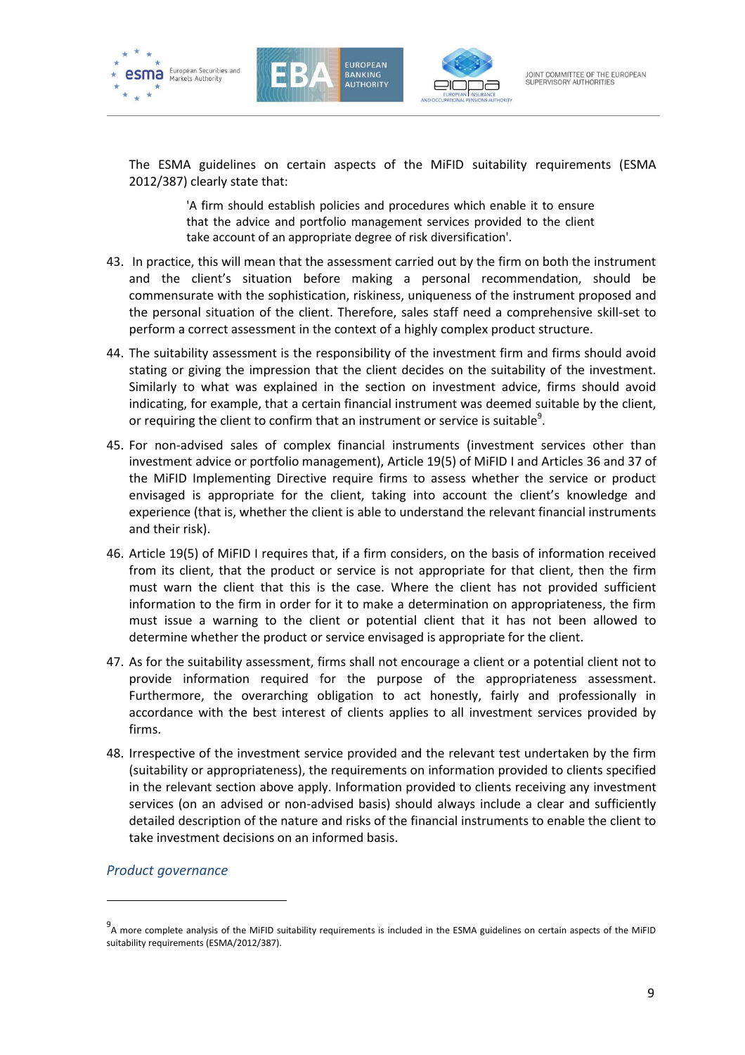The ESMA guidelines on certain aspects of the MiFID suitability requirements (ESMA 2012/387) clearly state that:

> 'A firm should establish policies and procedures which enable it to ensure that the advice and portfolio management services provided to the client take account of an appropriate degree of risk diversification'.

43. In practice, this will mean that the assessment carried out by the firm on both the instrument and the client's situation before making a personal recommendation, should be commensurate with the sophistication, riskiness, uniqueness of the instrument proposed and the personal situation of the client. Therefore, sales staff need a comprehensive skill-set to perform a correct assessment in the context of a highly complex product structure.

44. The suitability assessment is the responsibility of the investment firm and firms should avoid stating or giving the impression that the client decides on the suitability of the investment. Similarly to what was explained in the section on investment advice, firms should avoid indicating, for example, that a certain financial instrument was deemed suitable by the client, or requiring the client to confirm that an instrument or service is suitable[9].

45. For non-advised sales of complex financial instruments (investment services other than investment advice or portfolio management), Article 19(5) of MiFID I and Articles 36 and 37 of the MiFID Implementing Directive require firms to assess whether the service or product envisaged is appropriate for the client, taking into account the client's knowledge and experience (that is, whether the client is able to understand the relevant financial instruments and their risk).

46. Article 19(5) of MiFID I requires that, if a firm considers, on the basis of information received from its client, that the product or service is not appropriate for that client, then the firm must warn the client that this is the case. Where the client has not provided sufficient information to the firm in order for it to make a determination on appropriateness, the firm must issue a warning to the client or potential client that it has not been allowed to determine whether the product or service envisaged is appropriate for the client.

47. As for the suitability assessment, firms shall not encourage a client or a potential client not to provide information required for the purpose of the appropriateness assessment. Furthermore, the overarching obligation to act honestly, fairly and professionally in accordance with the best interest of clients applies to all investment services provided by firms.

48. Irrespective of the investment service provided and the relevant test undertaken by the firm (suitability or appropriateness), the requirements on information provided to clients specified in the relevant section above apply. Information provided to clients receiving any investment services (on an advised or non-advised basis) should always include a clear and sufficiently detailed description of the nature and risks of the financial instruments to enable the client to take investment decisions on an informed basis.

### *Product governance*

---

[9] A more complete analysis of the MiFID suitability requirements is included in the ESMA guidelines on certain aspects of the MiFID suitability requirements (ESMA/2012/387).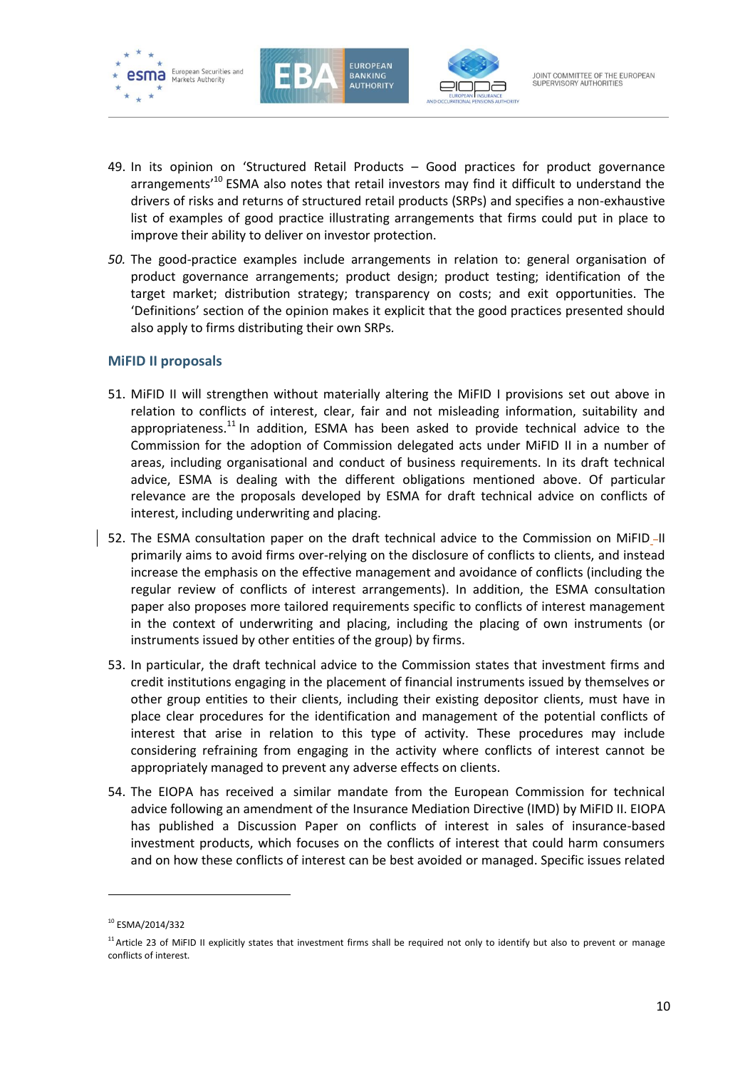49. In its opinion on 'Structured Retail Products – Good practices for product governance arrangements'[10] ESMA also notes that retail investors may find it difficult to understand the drivers of risks and returns of structured retail products (SRPs) and specifies a non-exhaustive list of examples of good practice illustrating arrangements that firms could put in place to improve their ability to deliver on investor protection.

50. The good-practice examples include arrangements in relation to: general organisation of product governance arrangements; product design; product testing; identification of the target market; distribution strategy; transparency on costs; and exit opportunities. The 'Definitions' section of the opinion makes it explicit that the good practices presented should also apply to firms distributing their own SRPs.

### MiFID II proposals

51. MiFID II will strengthen without materially altering the MiFID I provisions set out above in relation to conflicts of interest, clear, fair and not misleading information, suitability and appropriateness.[11] In addition, ESMA has been asked to provide technical advice to the Commission for the adoption of Commission delegated acts under MiFID II in a number of areas, including organisational and conduct of business requirements. In its draft technical advice, ESMA is dealing with the different obligations mentioned above. Of particular relevance are the proposals developed by ESMA for draft technical advice on conflicts of interest, including underwriting and placing.

52. The ESMA consultation paper on the draft technical advice to the Commission on MiFID II primarily aims to avoid firms over-relying on the disclosure of conflicts to clients, and instead increase the emphasis on the effective management and avoidance of conflicts (including the regular review of conflicts of interest arrangements). In addition, the ESMA consultation paper also proposes more tailored requirements specific to conflicts of interest management in the context of underwriting and placing, including the placing of own instruments (or instruments issued by other entities of the group) by firms.

53. In particular, the draft technical advice to the Commission states that investment firms and credit institutions engaging in the placement of financial instruments issued by themselves or other group entities to their clients, including their existing depositor clients, must have in place clear procedures for the identification and management of the potential conflicts of interest that arise in relation to this type of activity. These procedures may include considering refraining from engaging in the activity where conflicts of interest cannot be appropriately managed to prevent any adverse effects on clients.

54. The EIOPA has received a similar mandate from the European Commission for technical advice following an amendment of the Insurance Mediation Directive (IMD) by MiFID II. EIOPA has published a Discussion Paper on conflicts of interest in sales of insurance-based investment products, which focuses on the conflicts of interest that could harm consumers and on how these conflicts of interest can be best avoided or managed. Specific issues related

---

[10] ESMA/2014/332

[11] Article 23 of MiFID II explicitly states that investment firms shall be required not only to identify but also to prevent or manage conflicts of interest.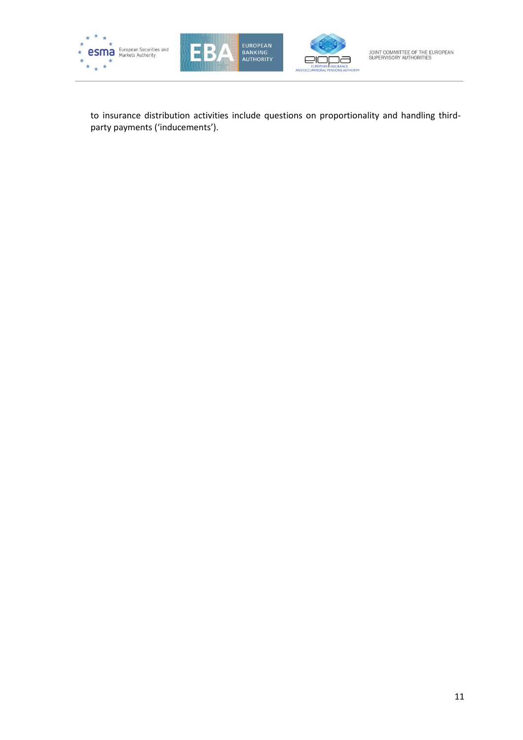to insurance distribution activities include questions on proportionality and handling third-party payments ('inducements').